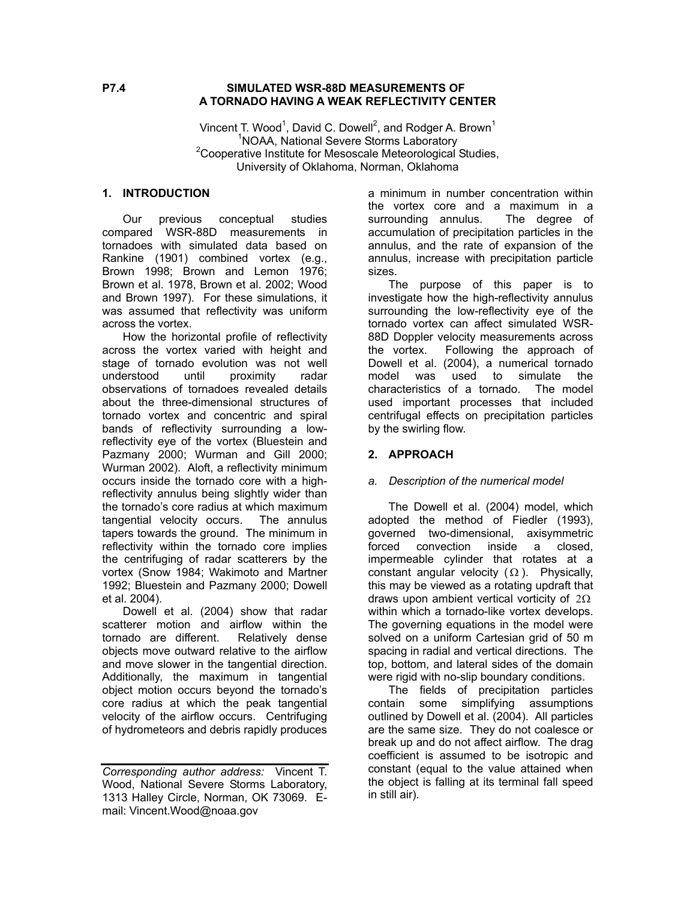**P7.4**

# SIMULATED WSR-88D MEASUREMENTS OF A TORNADO HAVING A WEAK REFLECTIVITY CENTER

Vincent T. Wood[1], David C. Dowell[2], and Rodger A. Brown[1]
[1]NOAA, National Severe Storms Laboratory
[2]Cooperative Institute for Mesoscale Meteorological Studies,
University of Oklahoma, Norman, Oklahoma

## 1. INTRODUCTION

Our previous conceptual studies compared WSR-88D measurements in tornadoes with simulated data based on Rankine (1901) combined vortex (e.g., Brown 1998; Brown and Lemon 1976; Brown et al. 1978, Brown et al. 2002; Wood and Brown 1997). For these simulations, it was assumed that reflectivity was uniform across the vortex.

How the horizontal profile of reflectivity across the vortex varied with height and stage of tornado evolution was not well understood until proximity radar observations of tornadoes revealed details about the three-dimensional structures of tornado vortex and concentric and spiral bands of reflectivity surrounding a low-reflectivity eye of the vortex (Bluestein and Pazmany 2000; Wurman and Gill 2000; Wurman 2002). Aloft, a reflectivity minimum occurs inside the tornado core with a high-reflectivity annulus being slightly wider than the tornado's core radius at which maximum tangential velocity occurs. The annulus tapers towards the ground. The minimum in reflectivity within the tornado core implies the centrifuging of radar scatterers by the vortex (Snow 1984; Wakimoto and Martner 1992; Bluestein and Pazmany 2000; Dowell et al. 2004).

Dowell et al. (2004) show that radar scatterer motion and airflow within the tornado are different. Relatively dense objects move outward relative to the airflow and move slower in the tangential direction. Additionally, the maximum in tangential object motion occurs beyond the tornado's core radius at which the peak tangential velocity of the airflow occurs. Centrifuging of hydrometeors and debris rapidly produces a minimum in number concentration within the vortex core and a maximum in a surrounding annulus. The degree of accumulation of precipitation particles in the annulus, and the rate of expansion of the annulus, increase with precipitation particle sizes.

The purpose of this paper is to investigate how the high-reflectivity annulus surrounding the low-reflectivity eye of the tornado vortex can affect simulated WSR-88D Doppler velocity measurements across the vortex. Following the approach of Dowell et al. (2004), a numerical tornado model was used to simulate the characteristics of a tornado. The model used important processes that included centrifugal effects on precipitation particles by the swirling flow.

## 2. APPROACH

### *a. Description of the numerical model*

The Dowell et al. (2004) model, which adopted the method of Fiedler (1993), governed two-dimensional, axisymmetric forced convection inside a closed, impermeable cylinder that rotates at a constant angular velocity ($\Omega$). Physically, this may be viewed as a rotating updraft that draws upon ambient vertical vorticity of $2\Omega$ within which a tornado-like vortex develops. The governing equations in the model were solved on a uniform Cartesian grid of 50 m spacing in radial and vertical directions. The top, bottom, and lateral sides of the domain were rigid with no-slip boundary conditions.

The fields of precipitation particles contain some simplifying assumptions outlined by Dowell et al. (2004). All particles are the same size. They do not coalesce or break up and do not affect airflow. The drag coefficient is assumed to be isotropic and constant (equal to the value attained when the object is falling at its terminal fall speed in still air).

---

*Corresponding author address:* Vincent T. Wood, National Severe Storms Laboratory, 1313 Halley Circle, Norman, OK 73069. E-mail: Vincent.Wood@noaa.gov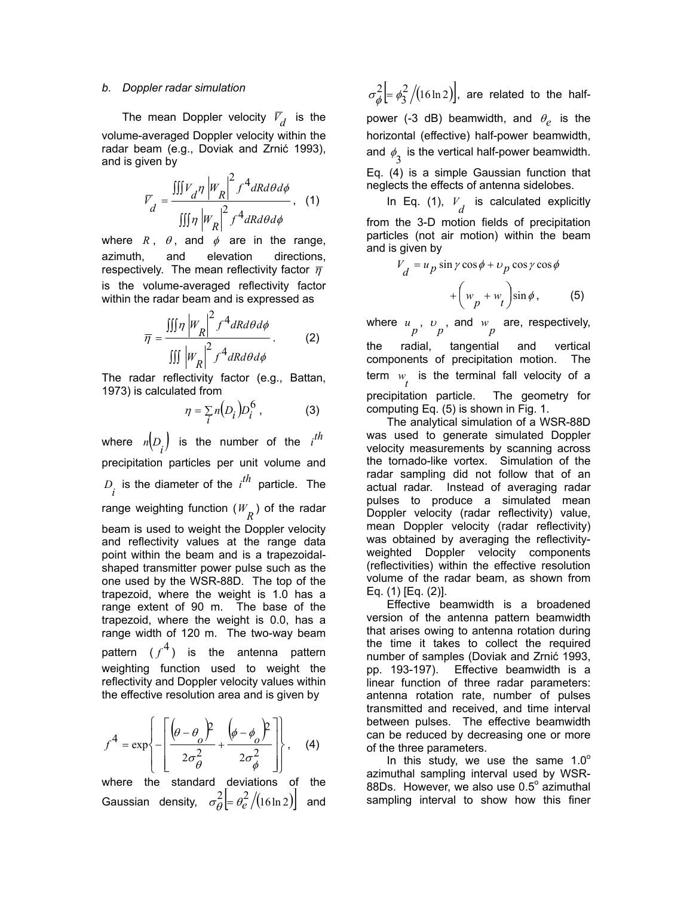*b. Doppler radar simulation*

The mean Doppler velocity $\overline{V}_d$ is the volume-averaged Doppler velocity within the radar beam (e.g., Doviak and Zrnić 1993), and is given by

$$\overline{V}_d = \frac{\iiint V_d \eta \left|W_R\right|^2 f^4 dR d\theta d\phi}{\iiint \eta \left|W_R\right|^2 f^4 dR d\theta d\phi}, \quad (1)$$

where $R$, $\theta$, and $\phi$ are in the range, azimuth, and elevation directions, respectively. The mean reflectivity factor $\overline{\eta}$ is the volume-averaged reflectivity factor within the radar beam and is expressed as

$$\overline{\eta} = \frac{\iiint \eta \left|W_R\right|^2 f^4 dR d\theta d\phi}{\iiint \left|W_R\right|^2 f^4 dR d\theta d\phi}. \quad (2)$$

The radar reflectivity factor (e.g., Battan, 1973) is calculated from

$$\eta = \sum_i n(D_i) D_i^6 , \quad (3)$$

where $n(D_i)$ is the number of the $i^{th}$ precipitation particles per unit volume and $D_i$ is the diameter of the $i^{th}$ particle. The range weighting function ($W_R$) of the radar beam is used to weight the Doppler velocity and reflectivity values at the range data point within the beam and is a trapezoidal-shaped transmitter power pulse such as the one used by the WSR-88D. The top of the trapezoid, where the weight is 1.0 has a range extent of 90 m. The base of the trapezoid, where the weight is 0.0, has a range width of 120 m. The two-way beam pattern ($f^4$) is the antenna pattern weighting function used to weight the reflectivity and Doppler velocity values within the effective resolution area and is given by

$$f^4 = \exp\left\{ -\left[ \frac{\left(\theta - \theta_o\right)^2}{2\sigma_\theta^2} + \frac{\left(\phi - \phi_o\right)^2}{2\sigma_\phi^2} \right] \right\}, \quad (4)$$

where the standard deviations of the Gaussian density, $\sigma_\theta^2 \left[= \theta_e^2 / (16 \ln 2)\right]$ and $\sigma_\phi^2 \left[= \phi_3^2 / (16 \ln 2)\right]$, are related to the half-power (-3 dB) beamwidth, and $\theta_e$ is the horizontal (effective) half-power beamwidth, and $\phi_3$ is the vertical half-power beamwidth. Eq. (4) is a simple Gaussian function that neglects the effects of antenna sidelobes.

In Eq. (1), $V_d$ is calculated explicitly from the 3-D motion fields of precipitation particles (not air motion) within the beam and is given by

$$V_d = u_p \sin\gamma \cos\phi + \upsilon_p \cos\gamma \cos\phi + \left(w_p + w_t\right) \sin\phi , \quad (5)$$

where $u_p$, $\upsilon_p$, and $w_p$ are, respectively, the radial, tangential and vertical components of precipitation motion. The term $w_t$ is the terminal fall velocity of a precipitation particle. The geometry for computing Eq. (5) is shown in Fig. 1.

The analytical simulation of a WSR-88D was used to generate simulated Doppler velocity measurements by scanning across the tornado-like vortex. Simulation of the radar sampling did not follow that of an actual radar. Instead of averaging radar pulses to produce a simulated mean Doppler velocity (radar reflectivity) value, mean Doppler velocity (radar reflectivity) was obtained by averaging the reflectivity-weighted Doppler velocity components (reflectivities) within the effective resolution volume of the radar beam, as shown from Eq. (1) [Eq. (2)].

Effective beamwidth is a broadened version of the antenna pattern beamwidth that arises owing to antenna rotation during the time it takes to collect the required number of samples (Doviak and Zrnić 1993, pp. 193-197). Effective beamwidth is a linear function of three radar parameters: antenna rotation rate, number of pulses transmitted and received, and time interval between pulses. The effective beamwidth can be reduced by decreasing one or more of the three parameters.

In this study, we use the same 1.0° azimuthal sampling interval used by WSR-88Ds. However, we also use 0.5° azimuthal sampling interval to show how this finer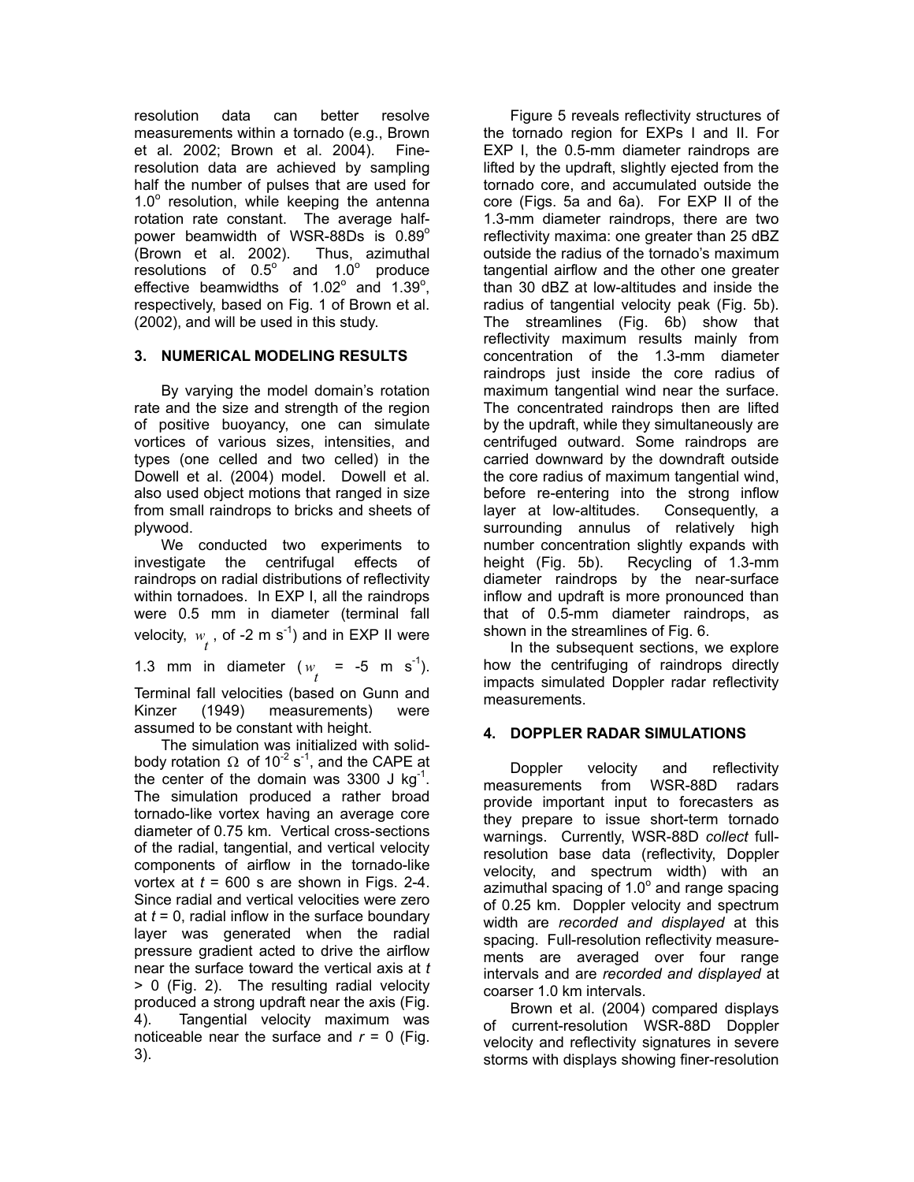resolution data can better resolve measurements within a tornado (e.g., Brown et al. 2002; Brown et al. 2004). Fine-resolution data are achieved by sampling half the number of pulses that are used for 1.0° resolution, while keeping the antenna rotation rate constant. The average half-power beamwidth of WSR-88Ds is 0.89° (Brown et al. 2002). Thus, azimuthal resolutions of 0.5° and 1.0° produce effective beamwidths of 1.02° and 1.39°, respectively, based on Fig. 1 of Brown et al. (2002), and will be used in this study.

## 3. NUMERICAL MODELING RESULTS

By varying the model domain's rotation rate and the size and strength of the region of positive buoyancy, one can simulate vortices of various sizes, intensities, and types (one celled and two celled) in the Dowell et al. (2004) model. Dowell et al. also used object motions that ranged in size from small raindrops to bricks and sheets of plywood.

We conducted two experiments to investigate the centrifugal effects of raindrops on radial distributions of reflectivity within tornadoes. In EXP I, all the raindrops were 0.5 mm in diameter (terminal fall velocity, $w_t$, of -2 m s$^{-1}$) and in EXP II were 1.3 mm in diameter ($w_t$ = -5 m s$^{-1}$). Terminal fall velocities (based on Gunn and Kinzer (1949) measurements) were assumed to be constant with height.

The simulation was initialized with solid-body rotation $\Omega$ of 10$^{-2}$ s$^{-1}$, and the CAPE at the center of the domain was 3300 J kg$^{-1}$. The simulation produced a rather broad tornado-like vortex having an average core diameter of 0.75 km. Vertical cross-sections of the radial, tangential, and vertical velocity components of airflow in the tornado-like vortex at $t$ = 600 s are shown in Figs. 2-4. Since radial and vertical velocities were zero at $t$ = 0, radial inflow in the surface boundary layer was generated when the radial pressure gradient acted to drive the airflow near the surface toward the vertical axis at $t$ > 0 (Fig. 2). The resulting radial velocity produced a strong updraft near the axis (Fig. 4). Tangential velocity maximum was noticeable near the surface and $r$ = 0 (Fig. 3).

Figure 5 reveals reflectivity structures of the tornado region for EXPs I and II. For EXP I, the 0.5-mm diameter raindrops are lifted by the updraft, slightly ejected from the tornado core, and accumulated outside the core (Figs. 5a and 6a). For EXP II of the 1.3-mm diameter raindrops, there are two reflectivity maxima: one greater than 25 dBZ outside the radius of the tornado's maximum tangential airflow and the other one greater than 30 dBZ at low-altitudes and inside the radius of tangential velocity peak (Fig. 5b). The streamlines (Fig. 6b) show that reflectivity maximum results mainly from concentration of the 1.3-mm diameter raindrops just inside the core radius of maximum tangential wind near the surface. The concentrated raindrops then are lifted by the updraft, while they simultaneously are centrifuged outward. Some raindrops are carried downward by the downdraft outside the core radius of maximum tangential wind, before re-entering into the strong inflow layer at low-altitudes. Consequently, a surrounding annulus of relatively high number concentration slightly expands with height (Fig. 5b). Recycling of 1.3-mm diameter raindrops by the near-surface inflow and updraft is more pronounced than that of 0.5-mm diameter raindrops, as shown in the streamlines of Fig. 6.

In the subsequent sections, we explore how the centrifuging of raindrops directly impacts simulated Doppler radar reflectivity measurements.

## 4. DOPPLER RADAR SIMULATIONS

Doppler velocity and reflectivity measurements from WSR-88D radars provide important input to forecasters as they prepare to issue short-term tornado warnings. Currently, WSR-88D *collect* full-resolution base data (reflectivity, Doppler velocity, and spectrum width) with an azimuthal spacing of 1.0° and range spacing of 0.25 km. Doppler velocity and spectrum width are *recorded and displayed* at this spacing. Full-resolution reflectivity measurements are averaged over four range intervals and are *recorded and displayed* at coarser 1.0 km intervals.

Brown et al. (2004) compared displays of current-resolution WSR-88D Doppler velocity and reflectivity signatures in severe storms with displays showing finer-resolution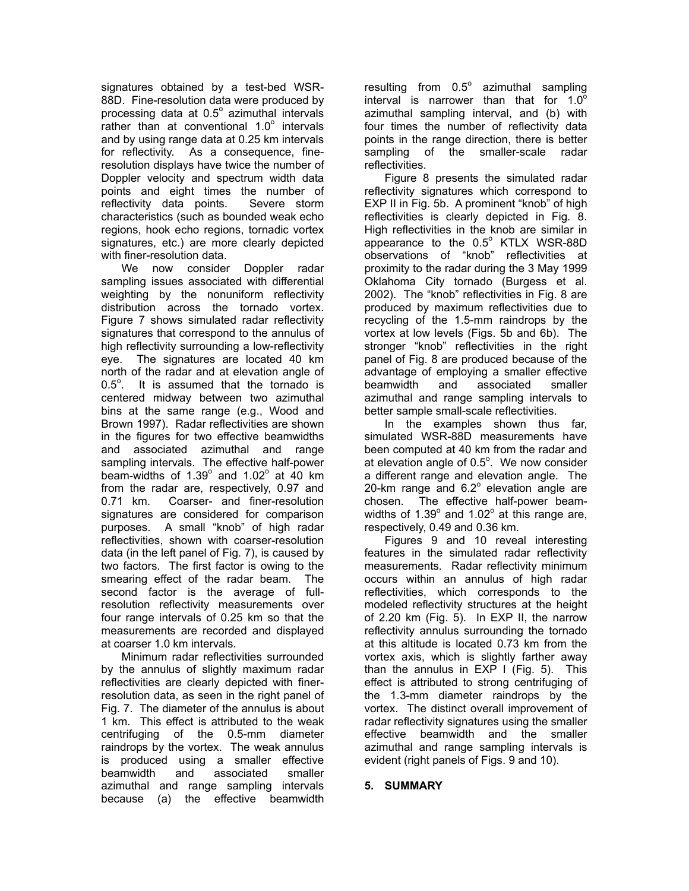signatures obtained by a test-bed WSR-88D. Fine-resolution data were produced by processing data at 0.5° azimuthal intervals rather than at conventional 1.0° intervals and by using range data at 0.25 km intervals for reflectivity. As a consequence, fine-resolution displays have twice the number of Doppler velocity and spectrum width data points and eight times the number of reflectivity data points. Severe storm characteristics (such as bounded weak echo regions, hook echo regions, tornadic vortex signatures, etc.) are more clearly depicted with finer-resolution data.

We now consider Doppler radar sampling issues associated with differential weighting by the nonuniform reflectivity distribution across the tornado vortex. Figure 7 shows simulated radar reflectivity signatures that correspond to the annulus of high reflectivity surrounding a low-reflectivity eye. The signatures are located 40 km north of the radar and at elevation angle of 0.5°. It is assumed that the tornado is centered midway between two azimuthal bins at the same range (e.g., Wood and Brown 1997). Radar reflectivities are shown in the figures for two effective beamwidths and associated azimuthal and range sampling intervals. The effective half-power beam-widths of 1.39° and 1.02° at 40 km from the radar are, respectively, 0.97 and 0.71 km. Coarser- and finer-resolution signatures are considered for comparison purposes. A small "knob" of high radar reflectivities, shown with coarser-resolution data (in the left panel of Fig. 7), is caused by two factors. The first factor is owing to the smearing effect of the radar beam. The second factor is the average of full-resolution reflectivity measurements over four range intervals of 0.25 km so that the measurements are recorded and displayed at coarser 1.0 km intervals.

Minimum radar reflectivities surrounded by the annulus of slightly maximum radar reflectivities are clearly depicted with finer-resolution data, as seen in the right panel of Fig. 7. The diameter of the annulus is about 1 km. This effect is attributed to the weak centrifuging of the 0.5-mm diameter raindrops by the vortex. The weak annulus is produced using a smaller effective beamwidth and associated smaller azimuthal and range sampling intervals because (a) the effective beamwidth resulting from 0.5° azimuthal sampling interval is narrower than that for 1.0° azimuthal sampling interval, and (b) with four times the number of reflectivity data points in the range direction, there is better sampling of the smaller-scale radar reflectivities.

Figure 8 presents the simulated radar reflectivity signatures which correspond to EXP II in Fig. 5b. A prominent "knob" of high reflectivities is clearly depicted in Fig. 8. High reflectivities in the knob are similar in appearance to the 0.5° KTLX WSR-88D observations of "knob" reflectivities at proximity to the radar during the 3 May 1999 Oklahoma City tornado (Burgess et al. 2002). The "knob" reflectivities in Fig. 8 are produced by maximum reflectivities due to recycling of the 1.5-mm raindrops by the vortex at low levels (Figs. 5b and 6b). The stronger "knob" reflectivities in the right panel of Fig. 8 are produced because of the advantage of employing a smaller effective beamwidth and associated smaller azimuthal and range sampling intervals to better sample small-scale reflectivities.

In the examples shown thus far, simulated WSR-88D measurements have been computed at 40 km from the radar and at elevation angle of 0.5°. We now consider a different range and elevation angle. The 20-km range and 6.2° elevation angle are chosen. The effective half-power beam-widths of 1.39° and 1.02° at this range are, respectively, 0.49 and 0.36 km.

Figures 9 and 10 reveal interesting features in the simulated radar reflectivity measurements. Radar reflectivity minimum occurs within an annulus of high radar reflectivities, which corresponds to the modeled reflectivity structures at the height of 2.20 km (Fig. 5). In EXP II, the narrow reflectivity annulus surrounding the tornado at this altitude is located 0.73 km from the vortex axis, which is slightly farther away than the annulus in EXP I (Fig. 5). This effect is attributed to strong centrifuging of the 1.3-mm diameter raindrops by the vortex. The distinct overall improvement of radar reflectivity signatures using the smaller effective beamwidth and the smaller azimuthal and range sampling intervals is evident (right panels of Figs. 9 and 10).

## 5. SUMMARY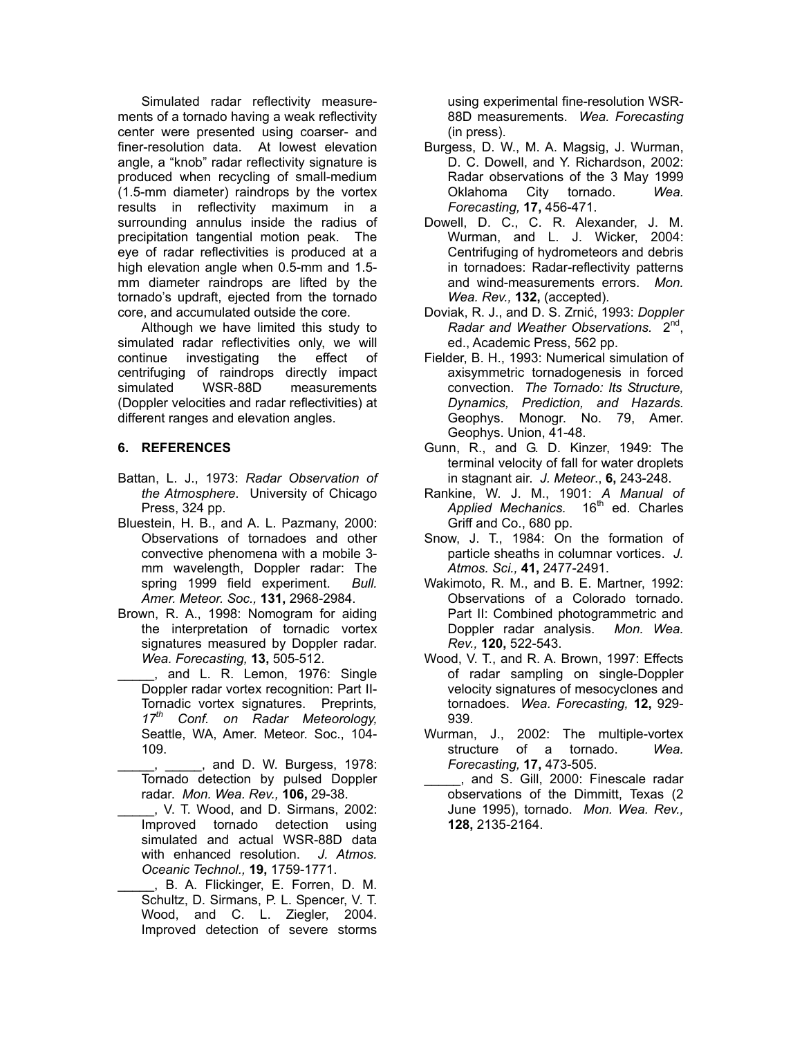Simulated radar reflectivity measurements of a tornado having a weak reflectivity center were presented using coarser- and finer-resolution data. At lowest elevation angle, a "knob" radar reflectivity signature is produced when recycling of small-medium (1.5-mm diameter) raindrops by the vortex results in reflectivity maximum in a surrounding annulus inside the radius of precipitation tangential motion peak. The eye of radar reflectivities is produced at a high elevation angle when 0.5-mm and 1.5-mm diameter raindrops are lifted by the tornado's updraft, ejected from the tornado core, and accumulated outside the core.

Although we have limited this study to simulated radar reflectivities only, we will continue investigating the effect of centrifuging of raindrops directly impact simulated WSR-88D measurements (Doppler velocities and radar reflectivities) at different ranges and elevation angles.

## 6. REFERENCES

Battan, L. J., 1973: *Radar Observation of the Atmosphere*. University of Chicago Press, 324 pp.

Bluestein, H. B., and A. L. Pazmany, 2000: Observations of tornadoes and other convective phenomena with a mobile 3-mm wavelength, Doppler radar: The spring 1999 field experiment. *Bull. Amer. Meteor. Soc.,* **131,** 2968-2984.

Brown, R. A., 1998: Nomogram for aiding the interpretation of tornadic vortex signatures measured by Doppler radar. *Wea. Forecasting,* **13,** 505-512.

_____, and L. R. Lemon, 1976: Single Doppler radar vortex recognition: Part II- Tornadic vortex signatures. Preprints, *17th Conf. on Radar Meteorology,* Seattle, WA, Amer. Meteor. Soc., 104-109.

_____, _____, and D. W. Burgess, 1978: Tornado detection by pulsed Doppler radar. *Mon. Wea. Rev.,* **106,** 29-38.

_____, V. T. Wood, and D. Sirmans, 2002: Improved tornado detection using simulated and actual WSR-88D data with enhanced resolution. *J. Atmos. Oceanic Technol.,* **19,** 1759-1771.

_____, B. A. Flickinger, E. Forren, D. M. Schultz, D. Sirmans, P. L. Spencer, V. T. Wood, and C. L. Ziegler, 2004. Improved detection of severe storms using experimental fine-resolution WSR-88D measurements. *Wea. Forecasting* (in press).

Burgess, D. W., M. A. Magsig, J. Wurman, D. C. Dowell, and Y. Richardson, 2002: Radar observations of the 3 May 1999 Oklahoma City tornado. *Wea. Forecasting,* **17,** 456-471.

Dowell, D. C., C. R. Alexander, J. M. Wurman, and L. J. Wicker, 2004: Centrifuging of hydrometeors and debris in tornadoes: Radar-reflectivity patterns and wind-measurements errors. *Mon. Wea. Rev.,* **132,** (accepted).

Doviak, R. J., and D. S. Zrnić, 1993: *Doppler Radar and Weather Observations.* 2nd, ed., Academic Press, 562 pp.

Fielder, B. H., 1993: Numerical simulation of axisymmetric tornadogenesis in forced convection. *The Tornado: Its Structure, Dynamics, Prediction, and Hazards.* Geophys. Monogr. No. 79, Amer. Geophys. Union, 41-48.

Gunn, R., and G. D. Kinzer, 1949: The terminal velocity of fall for water droplets in stagnant air. *J. Meteor.*, **6,** 243-248.

Rankine, W. J. M., 1901: *A Manual of Applied Mechanics.* 16th ed. Charles Griff and Co., 680 pp.

Snow, J. T., 1984: On the formation of particle sheaths in columnar vortices. *J. Atmos. Sci.,* **41,** 2477-2491.

Wakimoto, R. M., and B. E. Martner, 1992: Observations of a Colorado tornado. Part II: Combined photogrammetric and Doppler radar analysis. *Mon. Wea. Rev.,* **120,** 522-543.

Wood, V. T., and R. A. Brown, 1997: Effects of radar sampling on single-Doppler velocity signatures of mesocyclones and tornadoes. *Wea. Forecasting,* **12,** 929-939.

Wurman, J., 2002: The multiple-vortex structure of a tornado. *Wea. Forecasting,* **17,** 473-505.

_____, and S. Gill, 2000: Finescale radar observations of the Dimmitt, Texas (2 June 1995), tornado. *Mon. Wea. Rev.,* **128,** 2135-2164.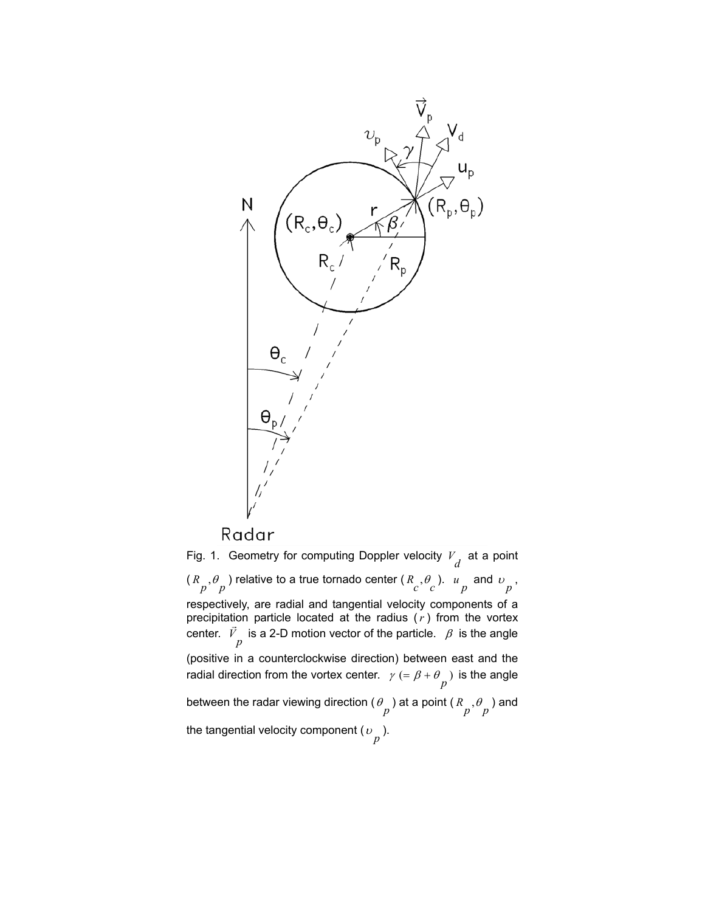Fig. 1. Geometry for computing Doppler velocity $V_d$ at a point ($R_p,\theta_p$) relative to a true tornado center ($R_c,\theta_c$). $u_p$ and $\upsilon_p$, respectively, are radial and tangential velocity components of a precipitation particle located at the radius ($r$) from the vortex center. $\vec{V}_p$ is a 2-D motion vector of the particle. $\beta$ is the angle (positive in a counterclockwise direction) between east and the radial direction from the vortex center. $\gamma$ ($= \beta + \theta_p$) is the angle between the radar viewing direction ($\theta_p$) at a point ($R_p,\theta_p$) and the tangential velocity component ($\upsilon_p$).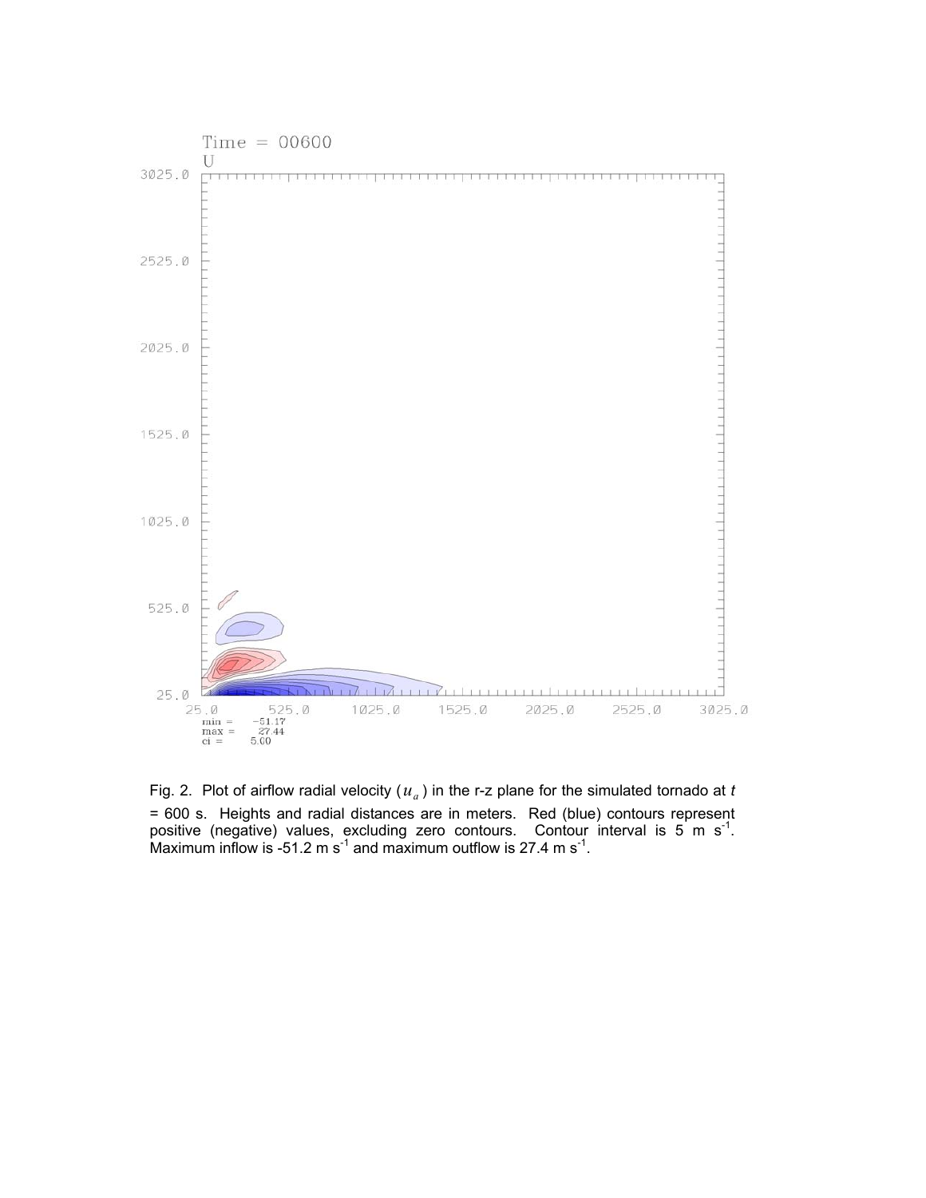Fig. 2.  Plot of airflow radial velocity ($u_a$) in the r-z plane for the simulated tornado at $t$ = 600 s.  Heights and radial distances are in meters.  Red (blue) contours represent positive (negative) values, excluding zero contours.  Contour interval is 5 m $s^{-1}$.  Maximum inflow is -51.2 m $s^{-1}$ and maximum outflow is 27.4 m $s^{-1}$.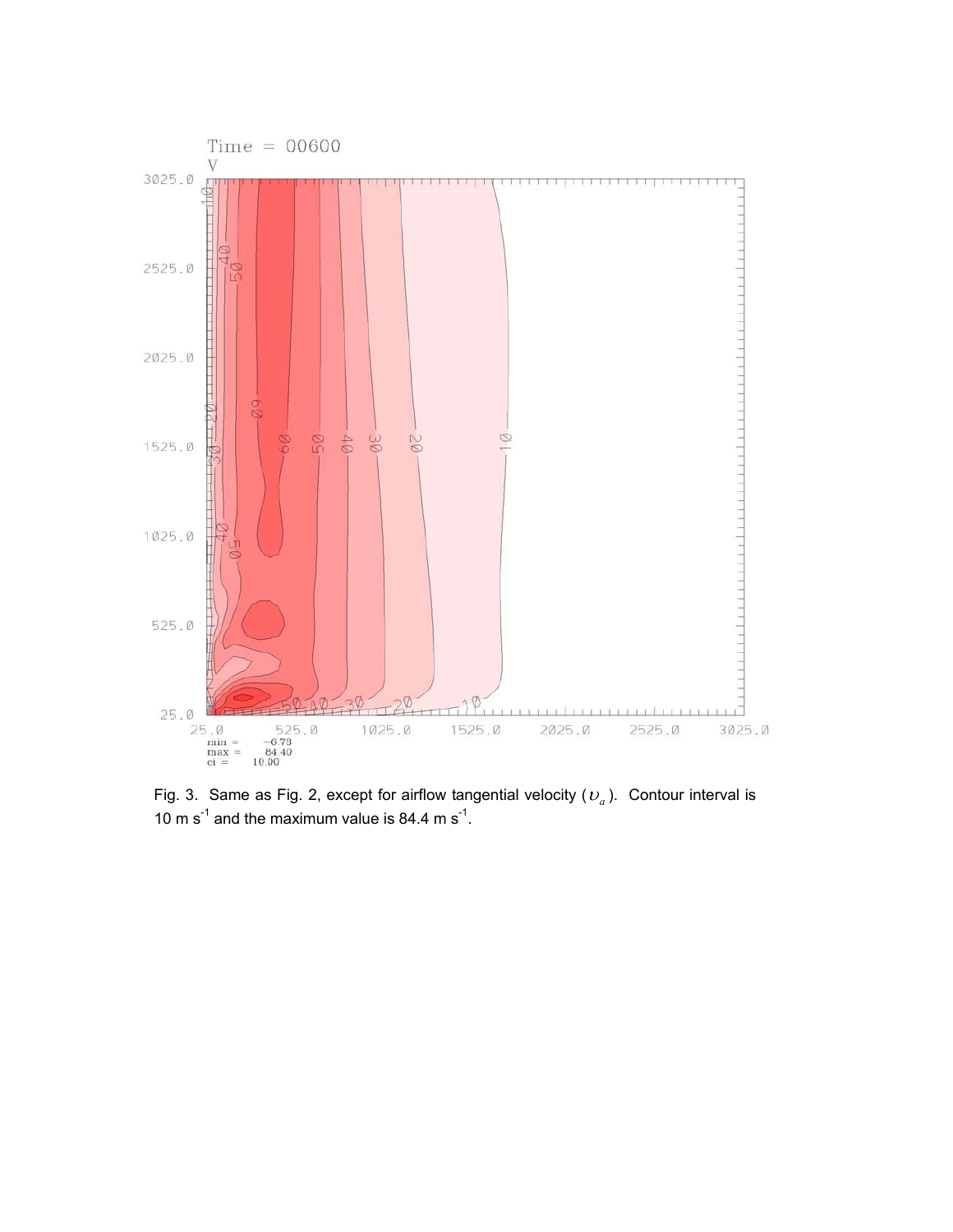Fig. 3. Same as Fig. 2, except for airflow tangential velocity ($\upsilon_a$). Contour interval is 10 m s$^{-1}$ and the maximum value is 84.4 m s$^{-1}$.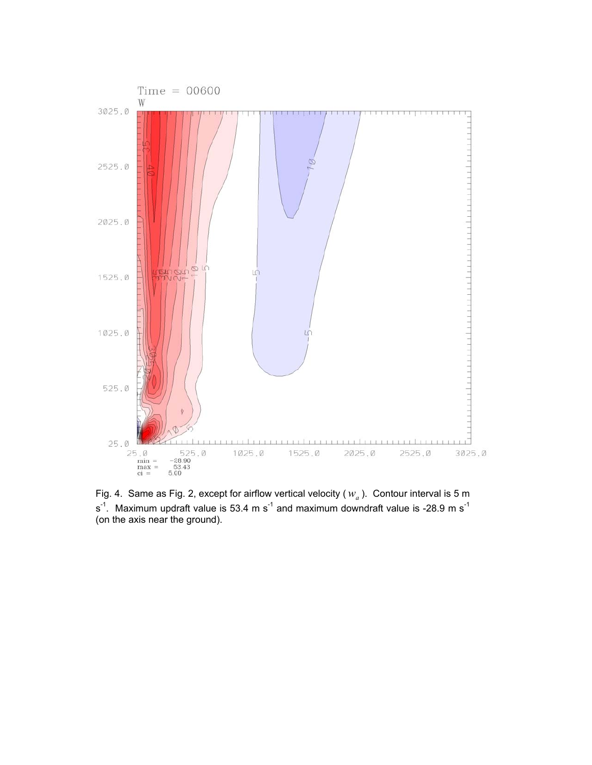Fig. 4. Same as Fig. 2, except for airflow vertical velocity ( $w_a$ ). Contour interval is 5 m s$^{-1}$. Maximum updraft value is 53.4 m s$^{-1}$ and maximum downdraft value is -28.9 m s$^{-1}$ (on the axis near the ground).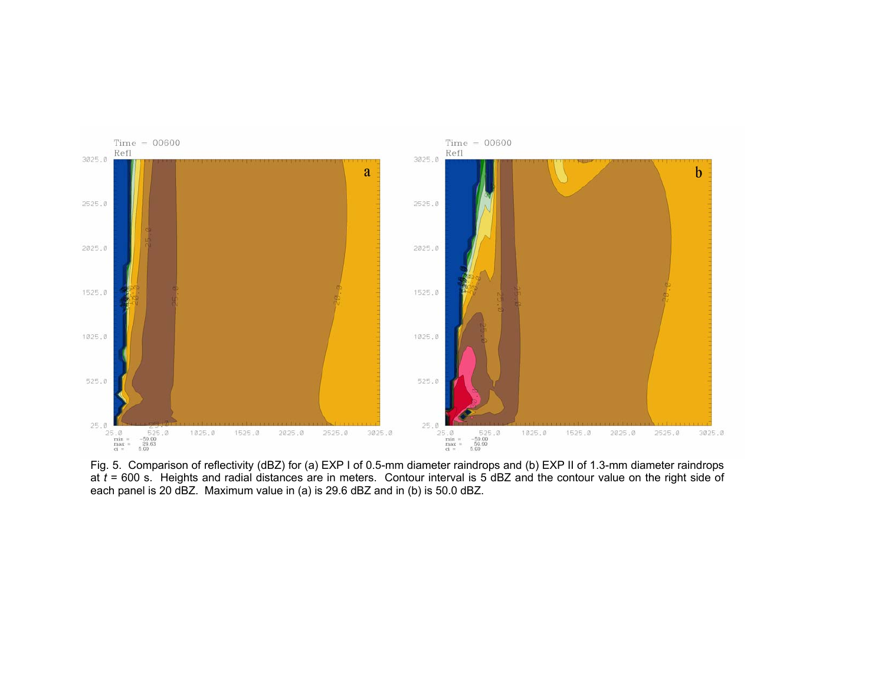Fig. 5. Comparison of reflectivity (dBZ) for (a) EXP I of 0.5-mm diameter raindrops and (b) EXP II of 1.3-mm diameter raindrops at $t$ = 600 s. Heights and radial distances are in meters. Contour interval is 5 dBZ and the contour value on the right side of each panel is 20 dBZ. Maximum value in (a) is 29.6 dBZ and in (b) is 50.0 dBZ.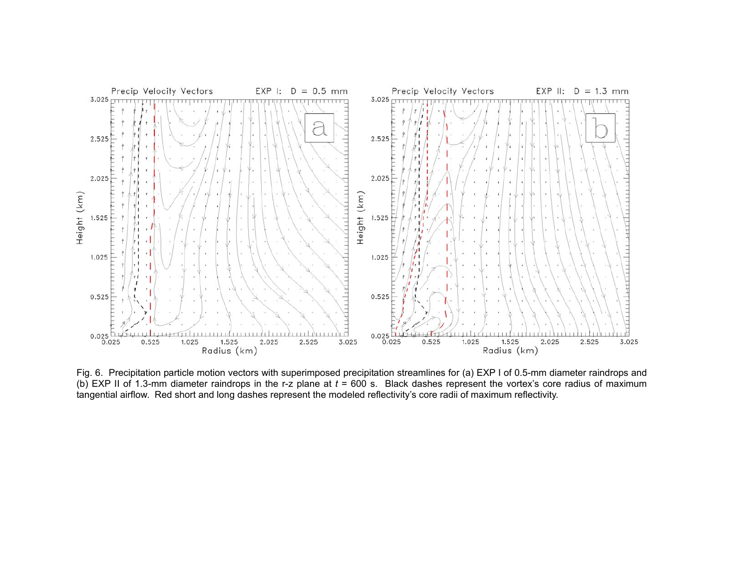Fig. 6. Precipitation particle motion vectors with superimposed precipitation streamlines for (a) EXP I of 0.5-mm diameter raindrops and (b) EXP II of 1.3-mm diameter raindrops in the r-z plane at *t* = 600 s. Black dashes represent the vortex's core radius of maximum tangential airflow. Red short and long dashes represent the modeled reflectivity's core radii of maximum reflectivity.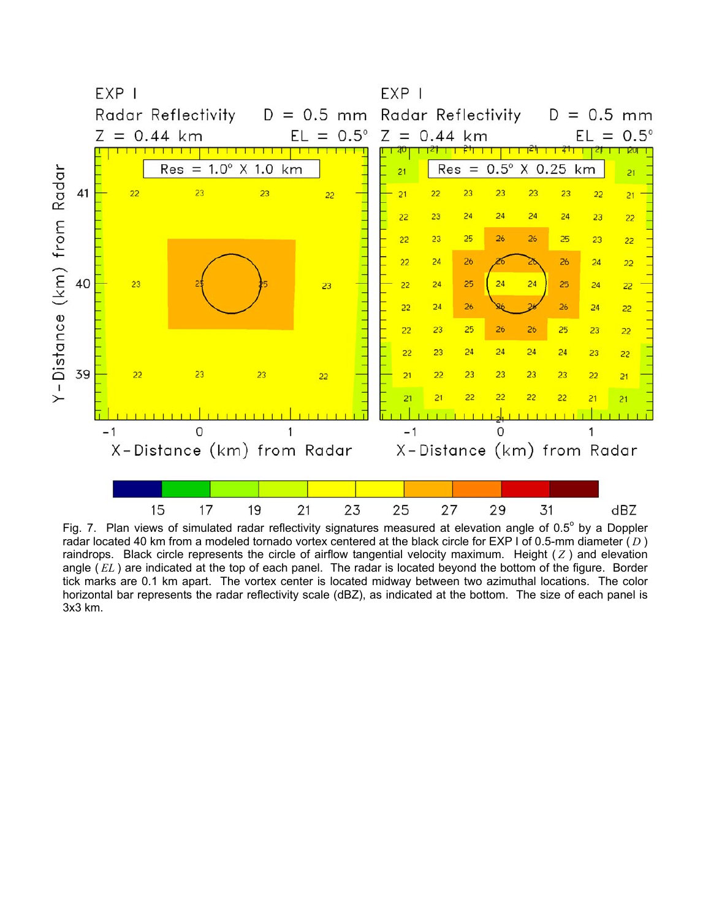Fig. 7. Plan views of simulated radar reflectivity signatures measured at elevation angle of 0.5° by a Doppler radar located 40 km from a modeled tornado vortex centered at the black circle for EXP I of 0.5-mm diameter ( $D$ ) raindrops. Black circle represents the circle of airflow tangential velocity maximum. Height ( $Z$ ) and elevation angle ( $EL$ ) are indicated at the top of each panel. The radar is located beyond the bottom of the figure. Border tick marks are 0.1 km apart. The vortex center is located midway between two azimuthal locations. The color horizontal bar represents the radar reflectivity scale (dBZ), as indicated at the bottom. The size of each panel is 3x3 km.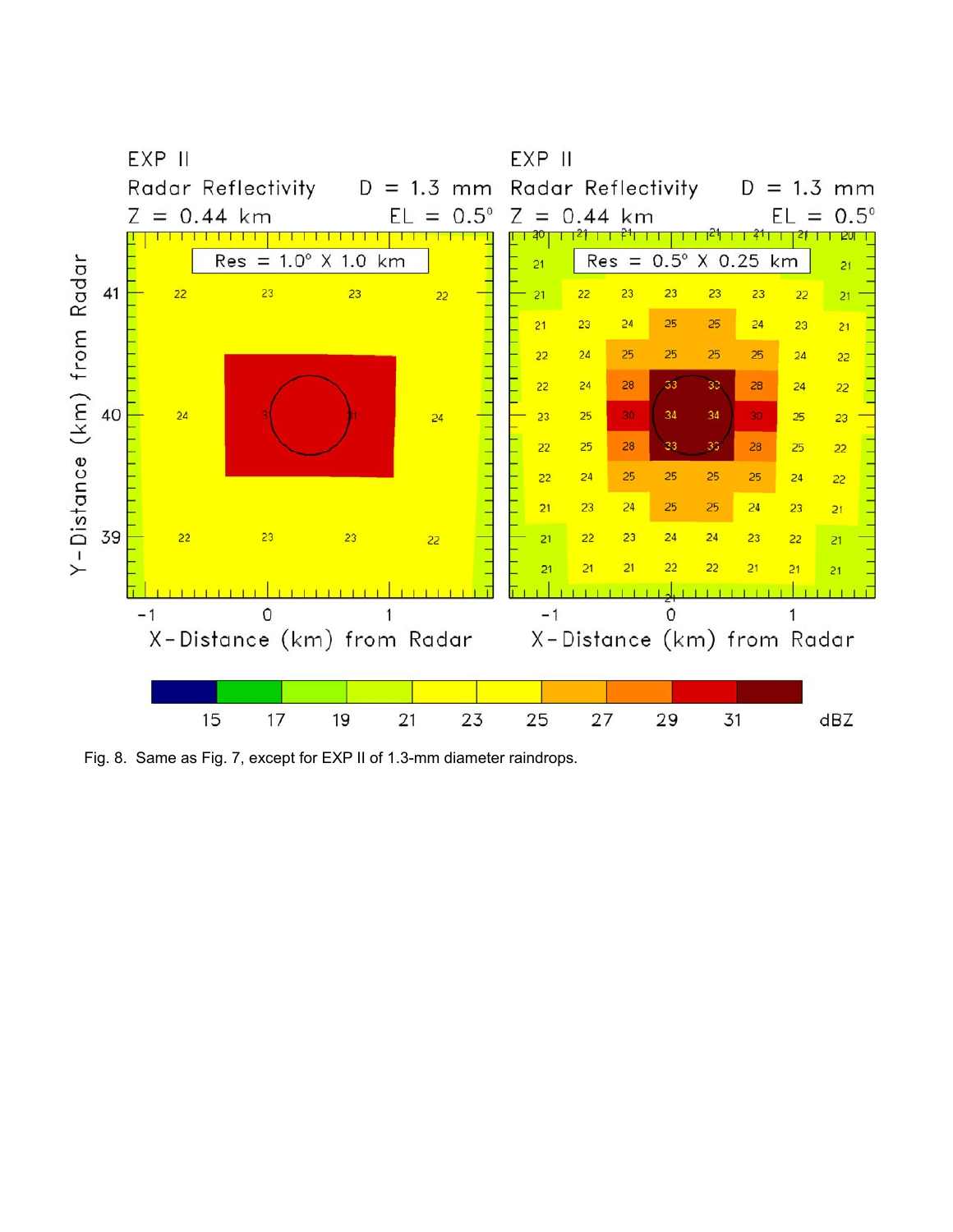Fig. 8. Same as Fig. 7, except for EXP II of 1.3-mm diameter raindrops.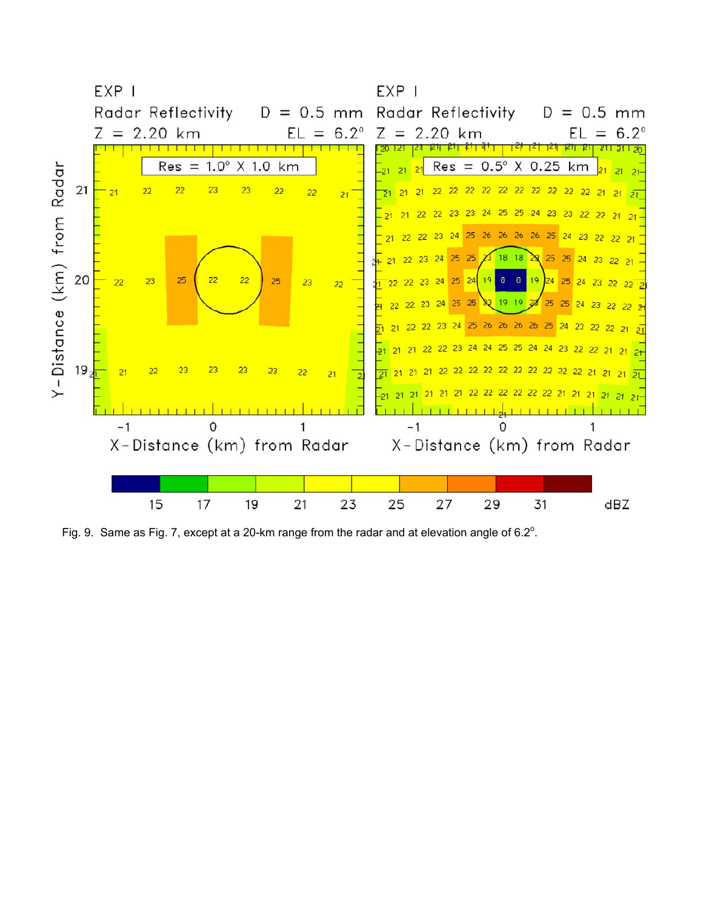Fig. 9. Same as Fig. 7, except at a 20-km range from the radar and at elevation angle of 6.2°.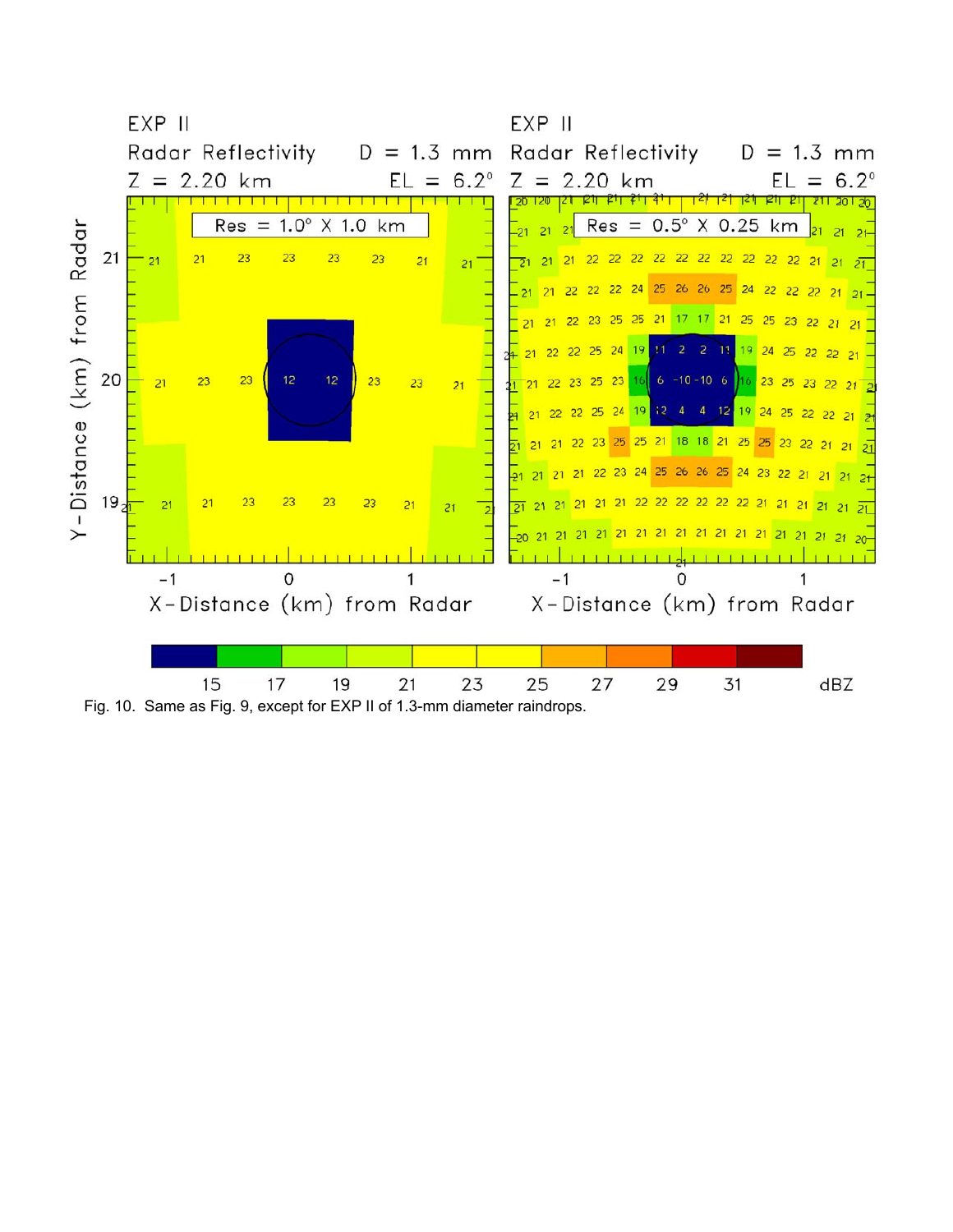EXP II

Radar Reflectivity D = 1.3 mm

Z = 2.20 km EL = 6.2°

Res = 1.0° X 1.0 km

EXP II

Radar Reflectivity D = 1.3 mm

Z = 2.20 km EL = 6.2°

Res = 0.5° X 0.25 km

Y-Distance (km) from Radar

X-Distance (km) from Radar

15 17 19 21 23 25 27 29 31 dBZ

Fig. 10. Same as Fig. 9, except for EXP II of 1.3-mm diameter raindrops.